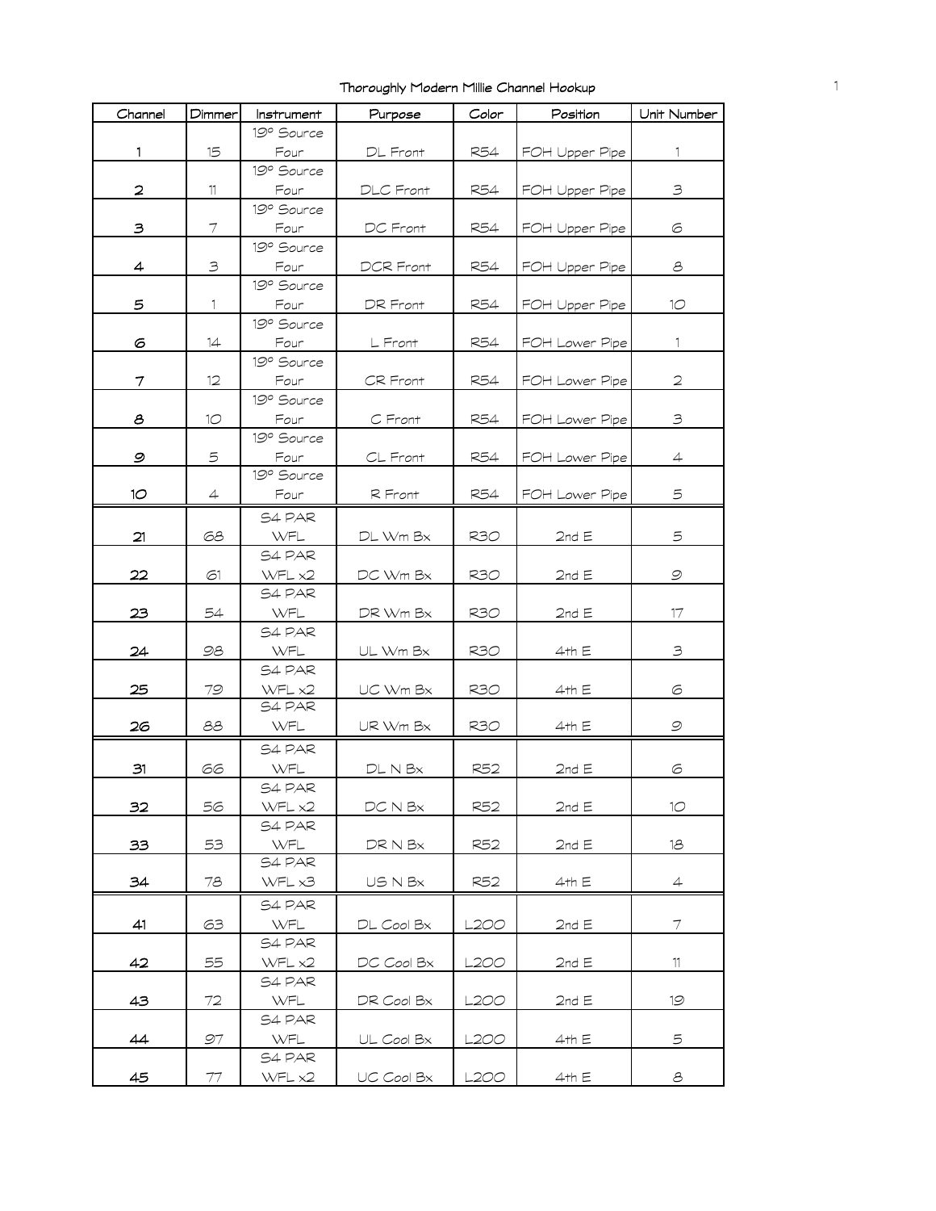# Thoroughly Modern Millie Channel Hookup

| Channel | Dimmer | Instrument | Purpose | Color | Position | Unit Number |
|---|---|---|---|---|---|---|
| 1 | 15 | 19° Source Four | DL Front | R54 | FOH Upper Pipe | 1 |
| 2 | 11 | 19° Source Four | DLC Front | R54 | FOH Upper Pipe | 3 |
| 3 | 7 | 19° Source Four | DC Front | R54 | FOH Upper Pipe | 6 |
| 4 | 3 | 19° Source Four | DCR Front | R54 | FOH Upper Pipe | 8 |
| 5 | 1 | 19° Source Four | DR Front | R54 | FOH Upper Pipe | 10 |
| 6 | 14 | 19° Source Four | L Front | R54 | FOH Lower Pipe | 1 |
| 7 | 12 | 19° Source Four | CR Front | R54 | FOH Lower Pipe | 2 |
| 8 | 10 | 19° Source Four | C Front | R54 | FOH Lower Pipe | 3 |
| 9 | 5 | 19° Source Four | CL Front | R54 | FOH Lower Pipe | 4 |
| 10 | 4 | 19° Source Four | R Front | R54 | FOH Lower Pipe | 5 |
| 21 | 68 | S4 PAR WFL | DL Wm Bx | R30 | 2nd E | 5 |
| 22 | 61 | S4 PAR WFL x2 | DC Wm Bx | R30 | 2nd E | 9 |
| 23 | 54 | S4 PAR WFL | DR Wm Bx | R30 | 2nd E | 17 |
| 24 | 98 | S4 PAR WFL | UL Wm Bx | R30 | 4th E | 3 |
| 25 | 79 | S4 PAR WFL x2 | UC Wm Bx | R30 | 4th E | 6 |
| 26 | 88 | S4 PAR WFL | UR Wm Bx | R30 | 4th E | 9 |
| 31 | 66 | S4 PAR WFL | DL N Bx | R52 | 2nd E | 6 |
| 32 | 56 | S4 PAR WFL x2 | DC N Bx | R52 | 2nd E | 10 |
| 33 | 53 | S4 PAR WFL | DR N Bx | R52 | 2nd E | 18 |
| 34 | 78 | S4 PAR WFL x3 | US N Bx | R52 | 4th E | 4 |
| 41 | 63 | S4 PAR WFL | DL Cool Bx | L200 | 2nd E | 7 |
| 42 | 55 | S4 PAR WFL x2 | DC Cool Bx | L200 | 2nd E | 11 |
| 43 | 72 | S4 PAR WFL | DR Cool Bx | L200 | 2nd E | 19 |
| 44 | 97 | S4 PAR WFL | UL Cool Bx | L200 | 4th E | 5 |
| 45 | 77 | S4 PAR WFL x2 | UC Cool Bx | L200 | 4th E | 8 |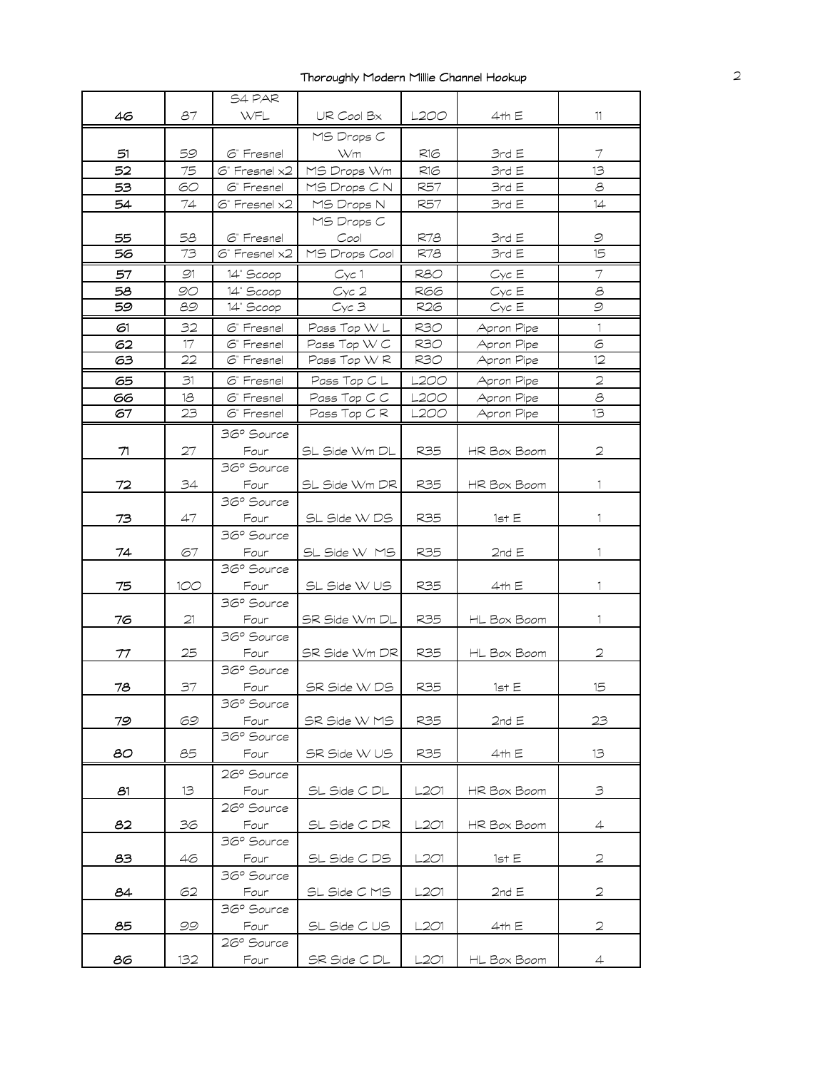Thoroughly Modern Millie Channel Hookup

| | | | | | | |
|---|---|---|---|---|---|---|
| 46 | 87 | S4 PAR WFL | UR Cool Bx | L200 | 4th E | 11 |
| 51 | 59 | 6" Fresnel | MS Drops C Wm | R16 | 3rd E | 7 |
| 52 | 75 | 6" Fresnel x2 | MS Drops Wm | R16 | 3rd E | 13 |
| 53 | 60 | 6" Fresnel | MS Drops C N | R57 | 3rd E | 8 |
| 54 | 74 | 6" Fresnel x2 | MS Drops N | R57 | 3rd E | 14 |
| 55 | 58 | 6" Fresnel | MS Drops C Cool | R78 | 3rd E | 9 |
| 56 | 73 | 6" Fresnel x2 | MS Drops Cool | R78 | 3rd E | 15 |
| 57 | 91 | 14" Scoop | Cyc 1 | R80 | Cyc E | 7 |
| 58 | 90 | 14" Scoop | Cyc 2 | R66 | Cyc E | 8 |
| 59 | 89 | 14" Scoop | Cyc 3 | R26 | Cyc E | 9 |
| 61 | 32 | 6" Fresnel | Pass Top W L | R30 | Apron Pipe | 1 |
| 62 | 17 | 6" Fresnel | Pass Top W C | R30 | Apron Pipe | 6 |
| 63 | 22 | 6" Fresnel | Pass Top W R | R30 | Apron Pipe | 12 |
| 65 | 31 | 6" Fresnel | Pass Top C L | L200 | Apron Pipe | 2 |
| 66 | 18 | 6" Fresnel | Pass Top C C | L200 | Apron Pipe | 8 |
| 67 | 23 | 6" Fresnel | Pass Top C R | L200 | Apron Pipe | 13 |
| 71 | 27 | 36° Source Four | SL Side Wm DL | R35 | HR Box Boom | 2 |
| 72 | 34 | 36° Source Four | SL Side Wm DR | R35 | HR Box Boom | 1 |
| 73 | 47 | 36° Source Four | SL SIde W DS | R35 | 1st E | 1 |
| 74 | 67 | 36° Source Four | SL Side W MS | R35 | 2nd E | 1 |
| 75 | 100 | 36° Source Four | SL Side W US | R35 | 4th E | 1 |
| 76 | 21 | 36° Source Four | SR Side Wm DL | R35 | HL Box Boom | 1 |
| 77 | 25 | 36° Source Four | SR Side Wm DR | R35 | HL Box Boom | 2 |
| 78 | 37 | 36° Source Four | SR Side W DS | R35 | 1st E | 15 |
| 79 | 69 | 36° Source Four | SR Side W MS | R35 | 2nd E | 23 |
| 80 | 85 | 36° Source Four | SR Side W US | R35 | 4th E | 13 |
| 81 | 13 | 26° Source Four | SL Side C DL | L201 | HR Box Boom | 3 |
| 82 | 36 | 26° Source Four | SL Side C DR | L201 | HR Box Boom | 4 |
| 83 | 46 | 36° Source Four | SL Side C DS | L201 | 1st E | 2 |
| 84 | 62 | 36° Source Four | SL Side C MS | L201 | 2nd E | 2 |
| 85 | 99 | 36° Source Four | SL Side C US | L201 | 4th E | 2 |
| 86 | 132 | 26° Source Four | SR Side C DL | L201 | HL Box Boom | 4 |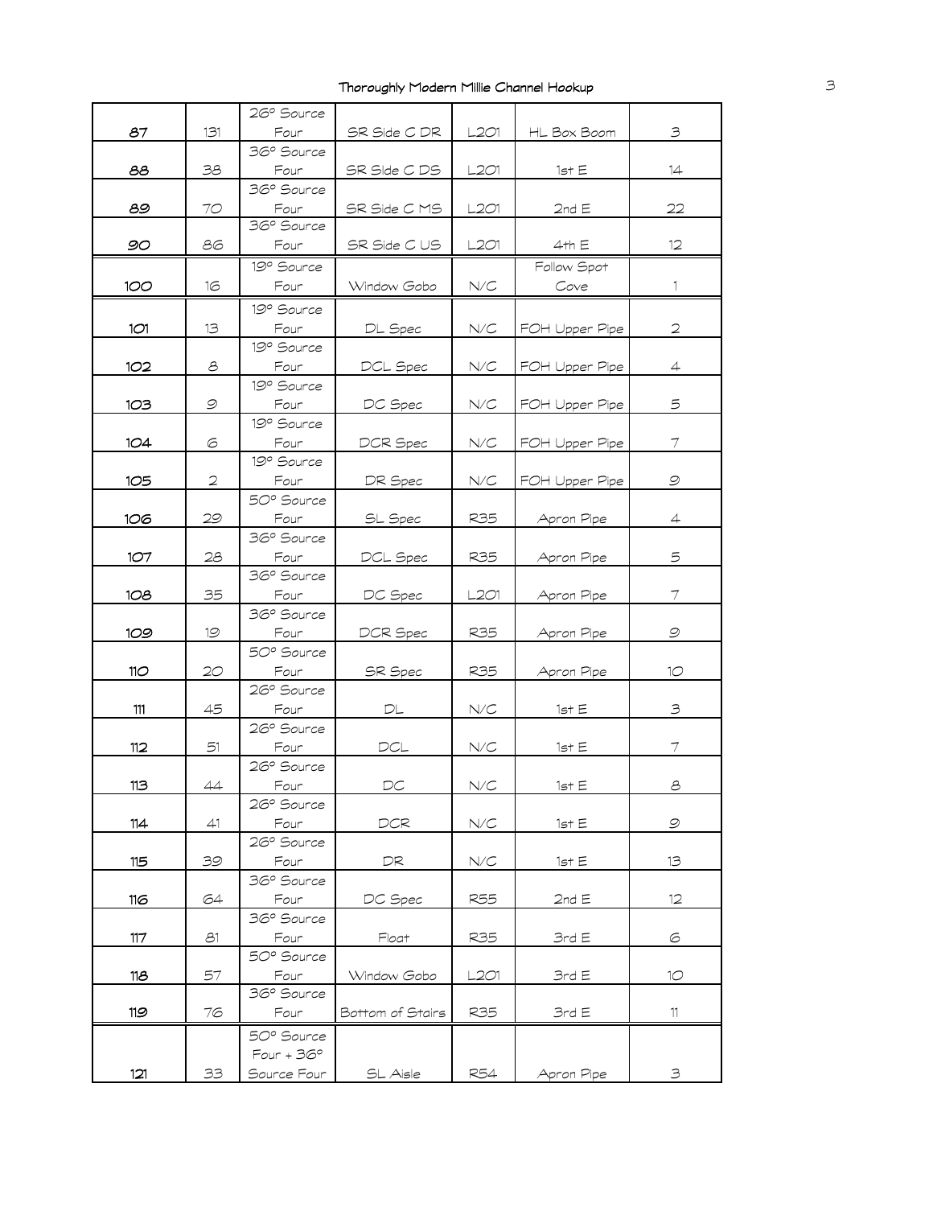# Thoroughly Modern Millie Channel Hookup

| | | | | | | |
|---|---|---|---|---|---|---|
| 87 | 131 | 26° Source Four | SR Side C DR | L201 | HL Box Boom | 3 |
| 88 | 38 | 36° Source Four | SR SIde C DS | L201 | 1st E | 14 |
| 89 | 70 | 36° Source Four | SR Side C MS | L201 | 2nd E | 22 |
| 90 | 86 | 36° Source Four | SR Side C US | L201 | 4th E | 12 |
| 100 | 16 | 19° Source Four | Window Gobo | N/C | Follow Spot Cove | 1 |
| 101 | 13 | 19° Source Four | DL Spec | N/C | FOH Upper Pipe | 2 |
| 102 | 8 | 19° Source Four | DCL Spec | N/C | FOH Upper Pipe | 4 |
| 103 | 9 | 19° Source Four | DC Spec | N/C | FOH Upper Pipe | 5 |
| 104 | 6 | 19° Source Four | DCR Spec | N/C | FOH Upper Pipe | 7 |
| 105 | 2 | 19° Source Four | DR Spec | N/C | FOH Upper Pipe | 9 |
| 106 | 29 | 50° Source Four | SL Spec | R35 | Apron Pipe | 4 |
| 107 | 28 | 36° Source Four | DCL Spec | R35 | Apron Pipe | 5 |
| 108 | 35 | 36° Source Four | DC Spec | L201 | Apron Pipe | 7 |
| 109 | 19 | 36° Source Four | DCR Spec | R35 | Apron Pipe | 9 |
| 110 | 20 | 50° Source Four | SR Spec | R35 | Apron Pipe | 10 |
| 111 | 45 | 26° Source Four | DL | N/C | 1st E | 3 |
| 112 | 51 | 26° Source Four | DCL | N/C | 1st E | 7 |
| 113 | 44 | 26° Source Four | DC | N/C | 1st E | 8 |
| 114 | 41 | 26° Source Four | DCR | N/C | 1st E | 9 |
| 115 | 39 | 26° Source Four | DR | N/C | 1st E | 13 |
| 116 | 64 | 36° Source Four | DC Spec | R55 | 2nd E | 12 |
| 117 | 81 | 36° Source Four | Float | R35 | 3rd E | 6 |
| 118 | 57 | 50° Source Four | Window Gobo | L201 | 3rd E | 10 |
| 119 | 76 | 36° Source Four | Bottom of Stairs | R35 | 3rd E | 11 |
| 121 | 33 | 50° Source Four + 36° Source Four | SL Aisle | R54 | Apron Pipe | 3 |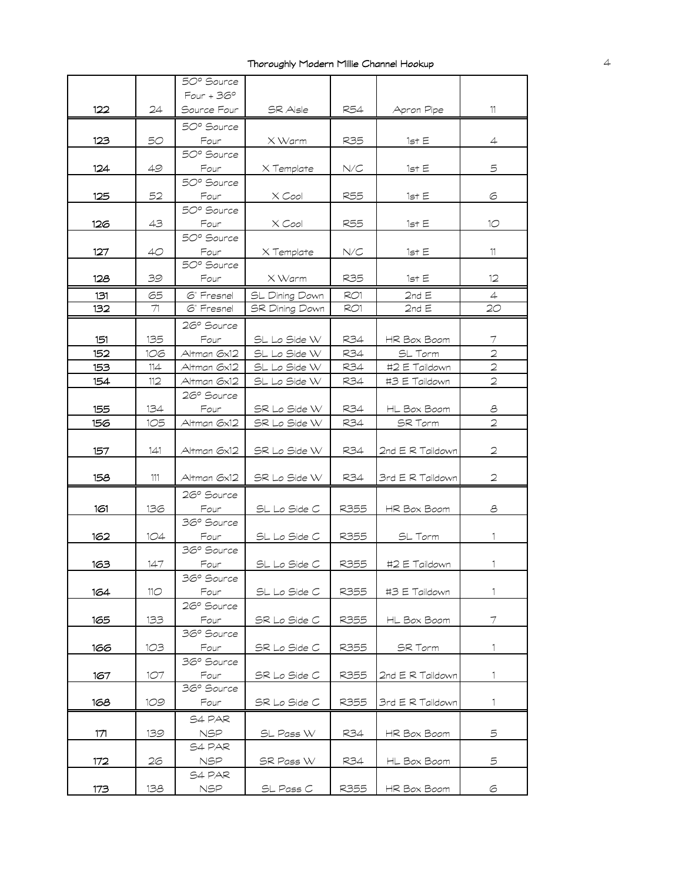# Thoroughly Modern Millie Channel Hookup

| | | | | | | |
|---|---|---|---|---|---|---|
| 122 | 24 | 50° Source Four + 36° Source Four | SR Aisle | R54 | Apron Pipe | 11 |
| 123 | 50 | 50° Source Four | X Warm | R35 | 1st E | 4 |
| 124 | 49 | 50° Source Four | X Template | N/C | 1st E | 5 |
| 125 | 52 | 50° Source Four | X Cool | R55 | 1st E | 6 |
| 126 | 43 | 50° Source Four | X Cool | R55 | 1st E | 10 |
| 127 | 40 | 50° Source Four | X Template | N/C | 1st E | 11 |
| 128 | 39 | 50° Source Four | X Warm | R35 | 1st E | 12 |
| 131 | 65 | 6' Fresnel | SL Dining Down | R01 | 2nd E | 4 |
| 132 | 71 | 6' Fresnel | SR Dining Down | R01 | 2nd E | 20 |
| 151 | 135 | 26° Source Four | SL Lo Side W | R34 | HR Box Boom | 7 |
| 152 | 106 | Altman 6x12 | SL Lo Side W | R34 | SL Torm | 2 |
| 153 | 114 | Altman 6x12 | SL Lo Side W | R34 | #2 E Taildown | 2 |
| 154 | 112 | Altman 6x12 | SL Lo Side W | R34 | #3 E Taildown | 2 |
| 155 | 134 | 26° Source Four | SR Lo Side W | R34 | HL Box Boom | 8 |
| 156 | 105 | Altman 6x12 | SR Lo Side W | R34 | SR Torm | 2 |
| 157 | 141 | Altman 6x12 | SR Lo Side W | R34 | 2nd E R Taildown | 2 |
| 158 | 111 | Altman 6x12 | SR Lo Side W | R34 | 3rd E R Taildown | 2 |
| 161 | 136 | 26° Source Four | SL Lo Side C | R355 | HR Box Boom | 8 |
| 162 | 104 | 36° Source Four | SL Lo Side C | R355 | SL Torm | 1 |
| 163 | 147 | 36° Source Four | SL Lo Side C | R355 | #2 E Taildown | 1 |
| 164 | 110 | 36° Source Four | SL Lo Side C | R355 | #3 E Taildown | 1 |
| 165 | 133 | 26° Source Four | SR Lo Side C | R355 | HL Box Boom | 7 |
| 166 | 103 | 36° Source Four | SR Lo Side C | R355 | SR Torm | 1 |
| 167 | 107 | 36° Source Four | SR Lo Side C | R355 | 2nd E R Taildown | 1 |
| 168 | 109 | 36° Source Four | SR Lo Side C | R355 | 3rd E R Taildown | 1 |
| 171 | 139 | S4 PAR NSP | SL Pass W | R34 | HR Box Boom | 5 |
| 172 | 26 | S4 PAR NSP | SR Pass W | R34 | HL Box Boom | 5 |
| 173 | 138 | S4 PAR NSP | SL Pass C | R355 | HR Box Boom | 6 |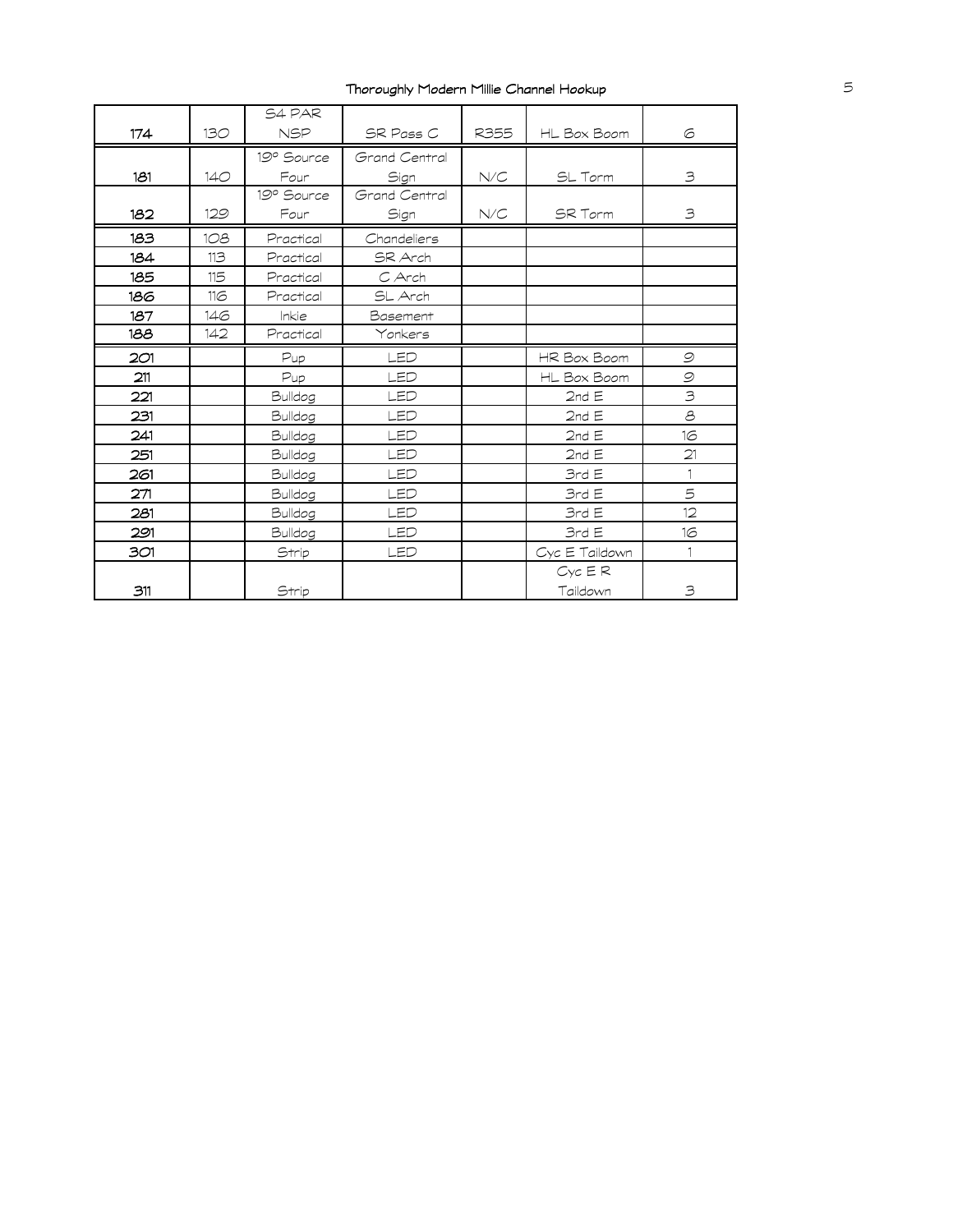**Thoroughly Modern Millie Channel Hookup**

| | | | | | | |
|---|---|---|---|---|---|---|
| 174 | 130 | S4 PAR NSP | SR Pass C | R355 | HL Box Boom | 6 |
| 181 | 140 | 19° Source Four | Grand Central Sign | N/C | SL Torm | 3 |
| 182 | 129 | 19° Source Four | Grand Central Sign | N/C | SR Torm | 3 |
| 183 | 108 | Practical | Chandeliers | | | |
| 184 | 113 | Practical | SR Arch | | | |
| 185 | 115 | Practical | C Arch | | | |
| 186 | 116 | Practical | SL Arch | | | |
| 187 | 146 | Inkie | Basement | | | |
| 188 | 142 | Practical | Yonkers | | | |
| 201 | | Pup | LED | | HR Box Boom | 9 |
| 211 | | Pup | LED | | HL Box Boom | 9 |
| 221 | | Bulldog | LED | | 2nd E | 3 |
| 231 | | Bulldog | LED | | 2nd E | 8 |
| 241 | | Bulldog | LED | | 2nd E | 16 |
| 251 | | Bulldog | LED | | 2nd E | 21 |
| 261 | | Bulldog | LED | | 3rd E | 1 |
| 271 | | Bulldog | LED | | 3rd E | 5 |
| 281 | | Bulldog | LED | | 3rd E | 12 |
| 291 | | Bulldog | LED | | 3rd E | 16 |
| 301 | | Strip | LED | | Cyc E Taildown | 1 |
| 311 | | Strip | | | Cyc E R Taildown | 3 |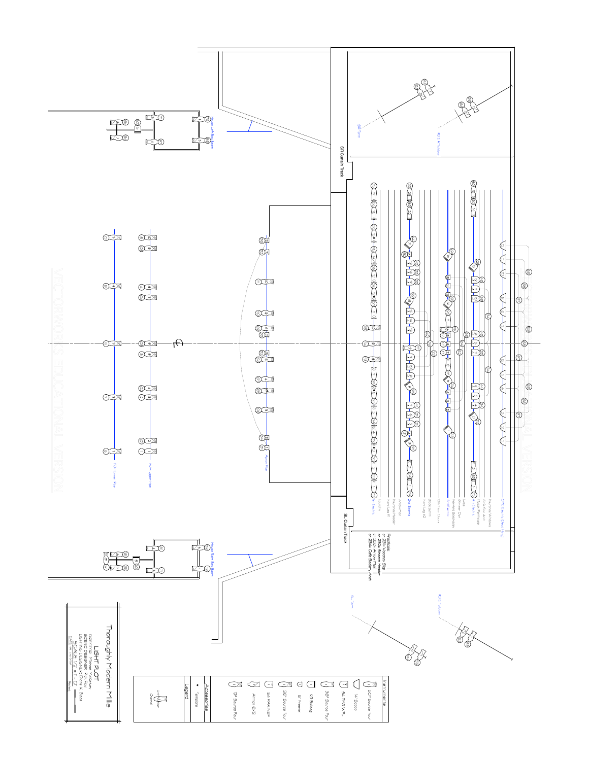# Thoroughly Modern Millie

LIGHT PLOT

DIRECTOR: Michael McKelvey
SCENIC DESIGNER: Ron Tull
LIGHTING DESIGNER: Diane K. Boos

SCALE: 1/2" = 1'-0"

## Instruments

- 50° Source Four
- 14" Scoop
- S4 PAR WFL
- 36° Source Four
- Lt Bulldog
- 6" Fresnel
- 26° Source Four
- S4 PAR NSP
- Altman 6x12
- 19° Source Four

## Accessories

- Template

## Legend

- Unit Number
- Channel

Practicals:
ch 231: Priscilla Sign
ch 232: Sincere Heater
ch 233: Arrow Mist
ch 234: Cafe Soceni Arch

CYC Electric (Dead Hung)
Hanging Window
Cafe Soc Arch
Muzzy Penthouse
4th Electric
Legs
Shimmer Drop
Hanging Bookcases
3rd Electric
Gm Floor Doors
Black Scrim
Hard Legs #2
2nd Electric
Arrow Mist
Hammond Header
Hard Legs #1
Laundry
1st Electric

SR Curtain Track
SL Curtain Track

SR Torm
#3 S.R. Tower
SL Torm
#3 S.L. Tower

House Left Box Boom
House Right Box Boom

Apron Pipe
Tight Lower Pipe
FOH Lower Pipe

VECTORWORKS EDUCATIONAL VERSION